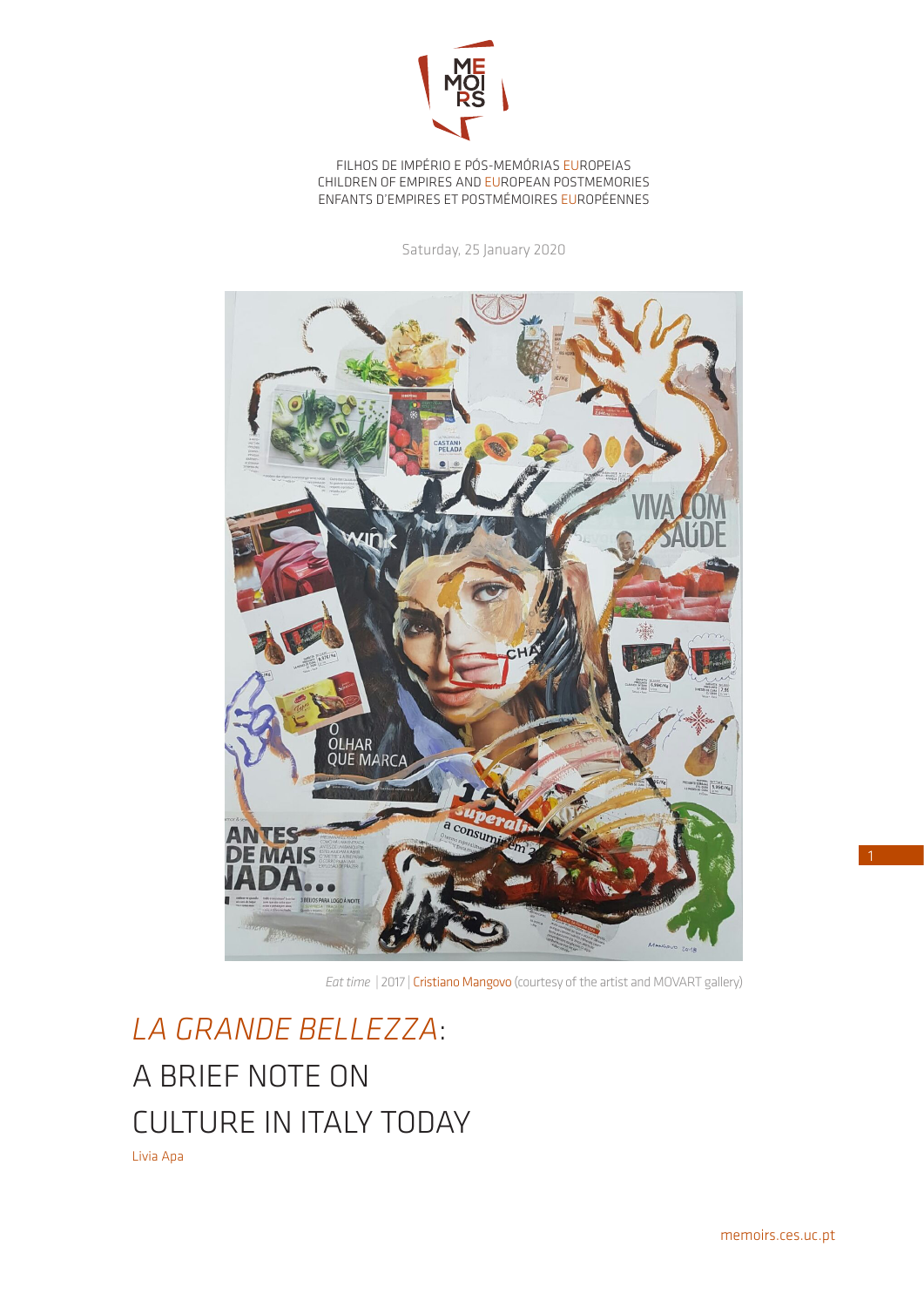FILHOS DE IMPÉRIO E PÓS-MEMÓRIAS EUROPEIAS
CHILDREN OF EMPIRES AND EUROPEAN POSTMEMORIES
ENFANTS D'EMPIRES ET POSTMÉMOIRES EUROPÉENNES

Saturday, 25 January 2020

*Eat time* | 2017 | Cristiano Mangovo (courtesy of the artist and MOVART gallery)

# *LA GRANDE BELLEZZA*: A BRIEF NOTE ON CULTURE IN ITALY TODAY

Livia Apa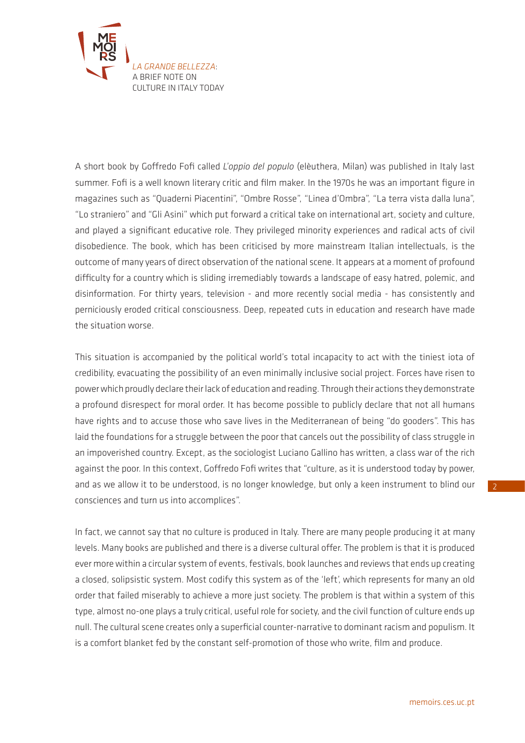A short book by Goffredo Fofi called *L'oppio del populo* (elèuthera, Milan) was published in Italy last summer. Fofi is a well known literary critic and film maker. In the 1970s he was an important figure in magazines such as "Quaderni Piacentini", "Ombre Rosse", "Linea d'Ombra", "La terra vista dalla luna", "Lo straniero" and "Gli Asini" which put forward a critical take on international art, society and culture, and played a significant educative role. They privileged minority experiences and radical acts of civil disobedience. The book, which has been criticised by more mainstream Italian intellectuals, is the outcome of many years of direct observation of the national scene. It appears at a moment of profound difficulty for a country which is sliding irremediably towards a landscape of easy hatred, polemic, and disinformation. For thirty years, television - and more recently social media - has consistently and perniciously eroded critical consciousness. Deep, repeated cuts in education and research have made the situation worse.

This situation is accompanied by the political world's total incapacity to act with the tiniest iota of credibility, evacuating the possibility of an even minimally inclusive social project. Forces have risen to power which proudly declare their lack of education and reading. Through their actions they demonstrate a profound disrespect for moral order. It has become possible to publicly declare that not all humans have rights and to accuse those who save lives in the Mediterranean of being "do gooders". This has laid the foundations for a struggle between the poor that cancels out the possibility of class struggle in an impoverished country. Except, as the sociologist Luciano Gallino has written, a class war of the rich against the poor. In this context, Goffredo Fofi writes that "culture, as it is understood today by power, and as we allow it to be understood, is no longer knowledge, but only a keen instrument to blind our consciences and turn us into accomplices".

In fact, we cannot say that no culture is produced in Italy. There are many people producing it at many levels. Many books are published and there is a diverse cultural offer. The problem is that it is produced ever more within a circular system of events, festivals, book launches and reviews that ends up creating a closed, solipsistic system. Most codify this system as of the 'left', which represents for many an old order that failed miserably to achieve a more just society. The problem is that within a system of this type, almost no-one plays a truly critical, useful role for society, and the civil function of culture ends up null. The cultural scene creates only a superficial counter-narrative to dominant racism and populism. It is a comfort blanket fed by the constant self-promotion of those who write, film and produce.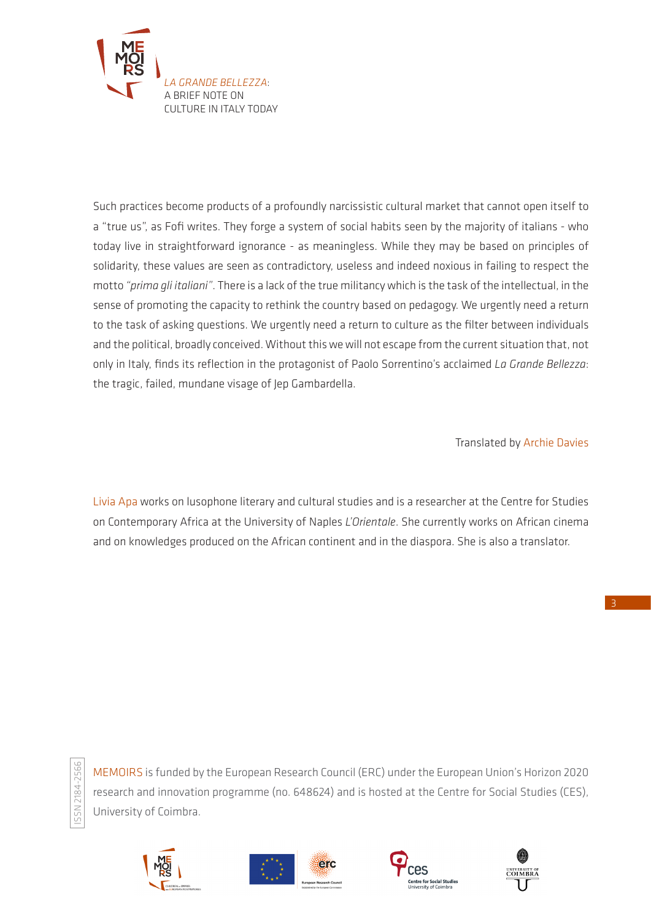Such practices become products of a profoundly narcissistic cultural market that cannot open itself to a "true us", as Fofi writes. They forge a system of social habits seen by the majority of italians - who today live in straightforward ignorance - as meaningless. While they may be based on principles of solidarity, these values are seen as contradictory, useless and indeed noxious in failing to respect the motto *"prima gli italiani"*. There is a lack of the true militancy which is the task of the intellectual, in the sense of promoting the capacity to rethink the country based on pedagogy. We urgently need a return to the task of asking questions. We urgently need a return to culture as the filter between individuals and the political, broadly conceived. Without this we will not escape from the current situation that, not only in Italy, finds its reflection in the protagonist of Paolo Sorrentino's acclaimed *La Grande Bellezza*: the tragic, failed, mundane visage of Jep Gambardella.

Translated by Archie Davies

Livia Apa works on lusophone literary and cultural studies and is a researcher at the Centre for Studies on Contemporary Africa at the University of Naples *L'Orientale*. She currently works on African cinema and on knowledges produced on the African continent and in the diaspora. She is also a translator.

MEMOIRS is funded by the European Research Council (ERC) under the European Union's Horizon 2020 research and innovation programme (no. 648624) and is hosted at the Centre for Social Studies (CES), University of Coimbra.

ISSN 2184-2566